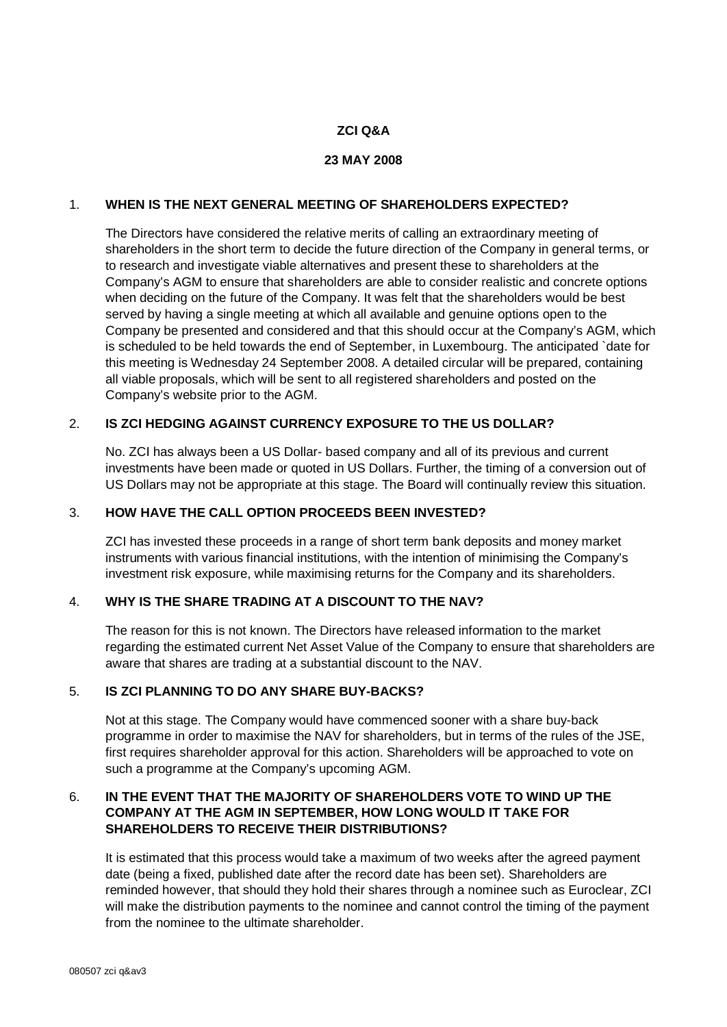# ZCI Q&A

## 23 MAY 2008

1. **WHEN IS THE NEXT GENERAL MEETING OF SHAREHOLDERS EXPECTED?**

   The Directors have considered the relative merits of calling an extraordinary meeting of shareholders in the short term to decide the future direction of the Company in general terms, or to research and investigate viable alternatives and present these to shareholders at the Company's AGM to ensure that shareholders are able to consider realistic and concrete options when deciding on the future of the Company. It was felt that the shareholders would be best served by having a single meeting at which all available and genuine options open to the Company be presented and considered and that this should occur at the Company's AGM, which is scheduled to be held towards the end of September, in Luxembourg. The anticipated `date for this meeting is Wednesday 24 September 2008. A detailed circular will be prepared, containing all viable proposals, which will be sent to all registered shareholders and posted on the Company's website prior to the AGM.

2. **IS ZCI HEDGING AGAINST CURRENCY EXPOSURE TO THE US DOLLAR?**

   No. ZCI has always been a US Dollar- based company and all of its previous and current investments have been made or quoted in US Dollars. Further, the timing of a conversion out of US Dollars may not be appropriate at this stage. The Board will continually review this situation.

3. **HOW HAVE THE CALL OPTION PROCEEDS BEEN INVESTED?**

   ZCI has invested these proceeds in a range of short term bank deposits and money market instruments with various financial institutions, with the intention of minimising the Company's investment risk exposure, while maximising returns for the Company and its shareholders.

4. **WHY IS THE SHARE TRADING AT A DISCOUNT TO THE NAV?**

   The reason for this is not known. The Directors have released information to the market regarding the estimated current Net Asset Value of the Company to ensure that shareholders are aware that shares are trading at a substantial discount to the NAV.

5. **IS ZCI PLANNING TO DO ANY SHARE BUY-BACKS?**

   Not at this stage. The Company would have commenced sooner with a share buy-back programme in order to maximise the NAV for shareholders, but in terms of the rules of the JSE, first requires shareholder approval for this action. Shareholders will be approached to vote on such a programme at the Company's upcoming AGM.

6. **IN THE EVENT THAT THE MAJORITY OF SHAREHOLDERS VOTE TO WIND UP THE COMPANY AT THE AGM IN SEPTEMBER, HOW LONG WOULD IT TAKE FOR SHAREHOLDERS TO RECEIVE THEIR DISTRIBUTIONS?**

   It is estimated that this process would take a maximum of two weeks after the agreed payment date (being a fixed, published date after the record date has been set). Shareholders are reminded however, that should they hold their shares through a nominee such as Euroclear, ZCI will make the distribution payments to the nominee and cannot control the timing of the payment from the nominee to the ultimate shareholder.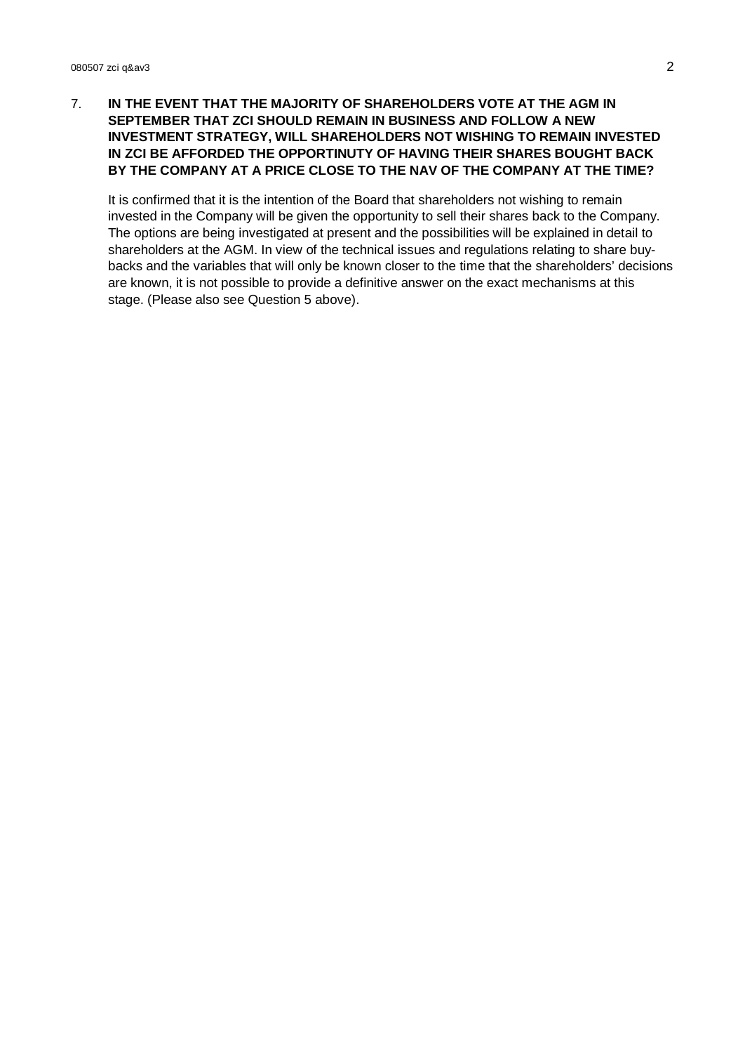7. **IN THE EVENT THAT THE MAJORITY OF SHAREHOLDERS VOTE AT THE AGM IN SEPTEMBER THAT ZCI SHOULD REMAIN IN BUSINESS AND FOLLOW A NEW INVESTMENT STRATEGY, WILL SHAREHOLDERS NOT WISHING TO REMAIN INVESTED IN ZCI BE AFFORDED THE OPPORTINUTY OF HAVING THEIR SHARES BOUGHT BACK BY THE COMPANY AT A PRICE CLOSE TO THE NAV OF THE COMPANY AT THE TIME?**

   It is confirmed that it is the intention of the Board that shareholders not wishing to remain invested in the Company will be given the opportunity to sell their shares back to the Company. The options are being investigated at present and the possibilities will be explained in detail to shareholders at the AGM. In view of the technical issues and regulations relating to share buy-backs and the variables that will only be known closer to the time that the shareholders' decisions are known, it is not possible to provide a definitive answer on the exact mechanisms at this stage. (Please also see Question 5 above).